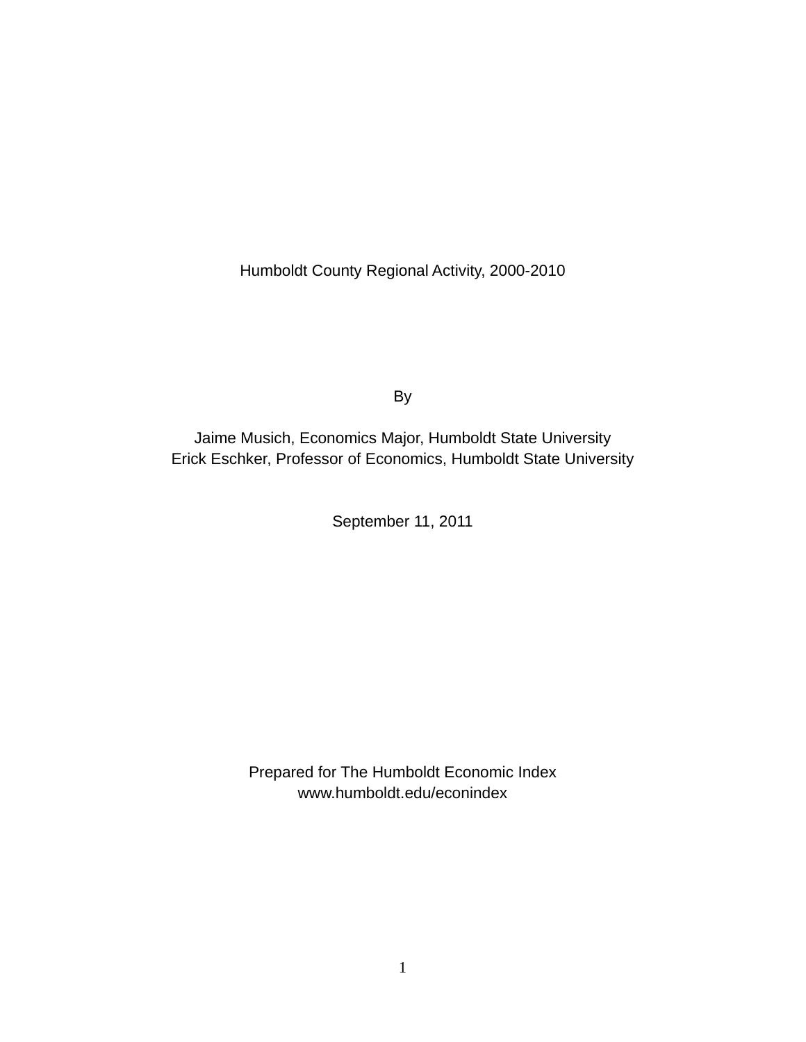# Humboldt County Regional Activity, 2000-2010

By

Jaime Musich, Economics Major, Humboldt State University
Erick Eschker, Professor of Economics, Humboldt State University

September 11, 2011

Prepared for The Humboldt Economic Index
www.humboldt.edu/econindex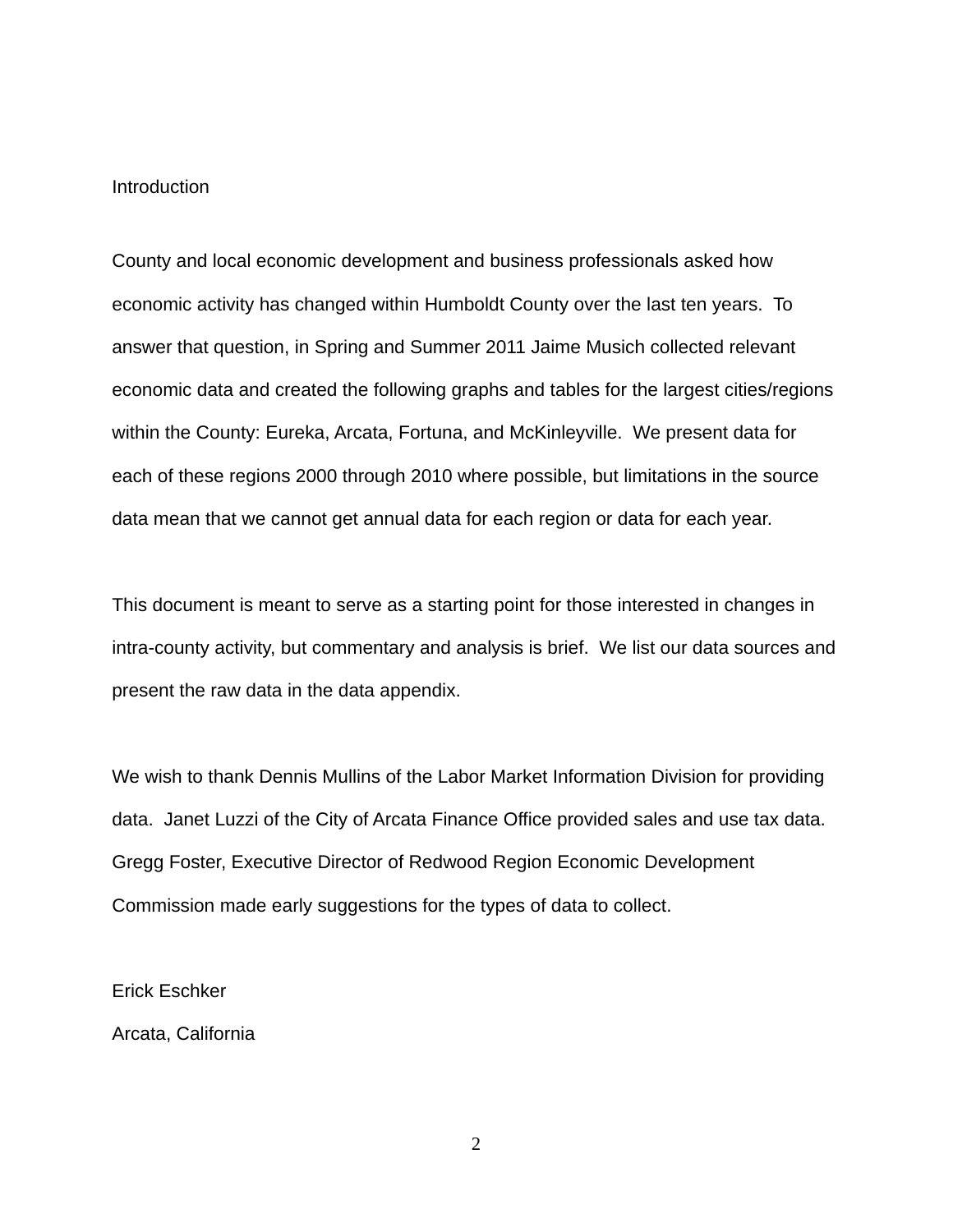## Introduction

County and local economic development and business professionals asked how economic activity has changed within Humboldt County over the last ten years. To answer that question, in Spring and Summer 2011 Jaime Musich collected relevant economic data and created the following graphs and tables for the largest cities/regions within the County: Eureka, Arcata, Fortuna, and McKinleyville. We present data for each of these regions 2000 through 2010 where possible, but limitations in the source data mean that we cannot get annual data for each region or data for each year.

This document is meant to serve as a starting point for those interested in changes in intra-county activity, but commentary and analysis is brief. We list our data sources and present the raw data in the data appendix.

We wish to thank Dennis Mullins of the Labor Market Information Division for providing data. Janet Luzzi of the City of Arcata Finance Office provided sales and use tax data. Gregg Foster, Executive Director of Redwood Region Economic Development Commission made early suggestions for the types of data to collect.

Erick Eschker  
Arcata, California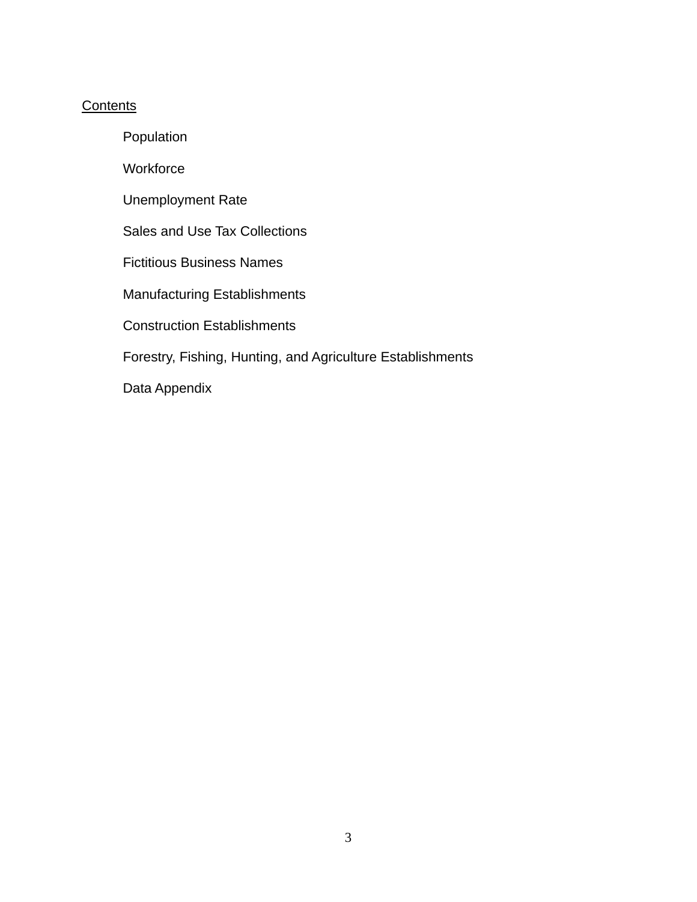## Contents

- Population
- Workforce
- Unemployment Rate
- Sales and Use Tax Collections
- Fictitious Business Names
- Manufacturing Establishments
- Construction Establishments
- Forestry, Fishing, Hunting, and Agriculture Establishments
- Data Appendix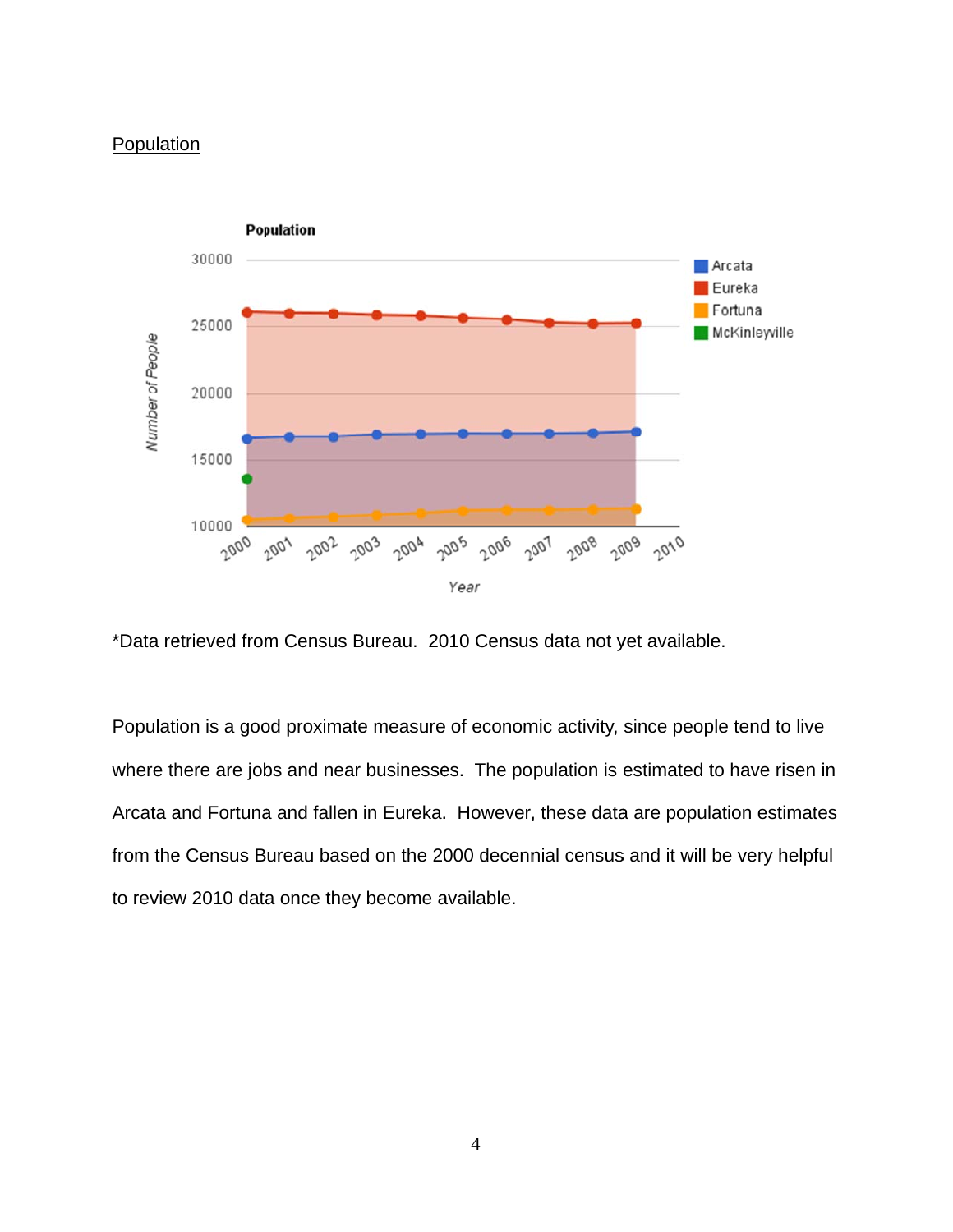Population

*Data retrieved from Census Bureau.  2010 Census data not yet available.

Population is a good proximate measure of economic activity, since people tend to live where there are jobs and near businesses.  The population is estimated to have risen in Arcata and Fortuna and fallen in Eureka.  However, these data are population estimates from the Census Bureau based on the 2000 decennial census and it will be very helpful to review 2010 data once they become available.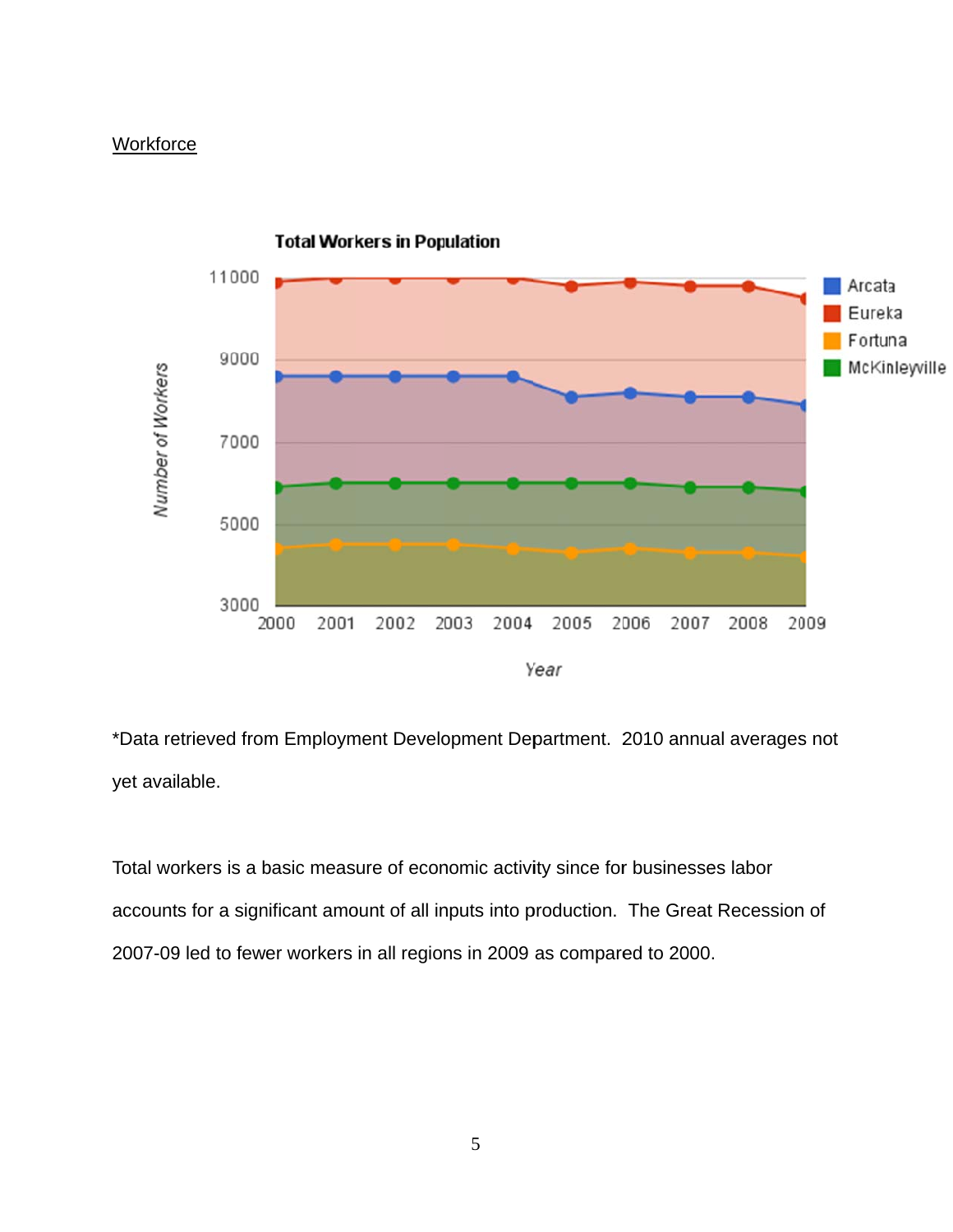Workforce

*Data retrieved from Employment Development Department. 2010 annual averages not yet available.

Total workers is a basic measure of economic activity since for businesses labor accounts for a significant amount of all inputs into production. The Great Recession of 2007-09 led to fewer workers in all regions in 2009 as compared to 2000.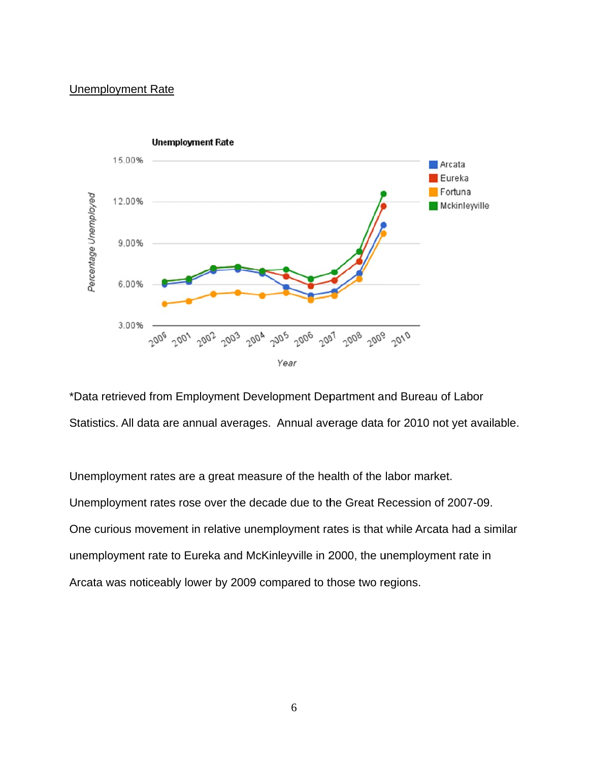Unemployment Rate

*Data retrieved from Employment Development Department and Bureau of Labor Statistics. All data are annual averages. Annual average data for 2010 not yet available.

Unemployment rates are a great measure of the health of the labor market. Unemployment rates rose over the decade due to the Great Recession of 2007-09. One curious movement in relative unemployment rates is that while Arcata had a similar unemployment rate to Eureka and McKinleyville in 2000, the unemployment rate in Arcata was noticeably lower by 2009 compared to those two regions.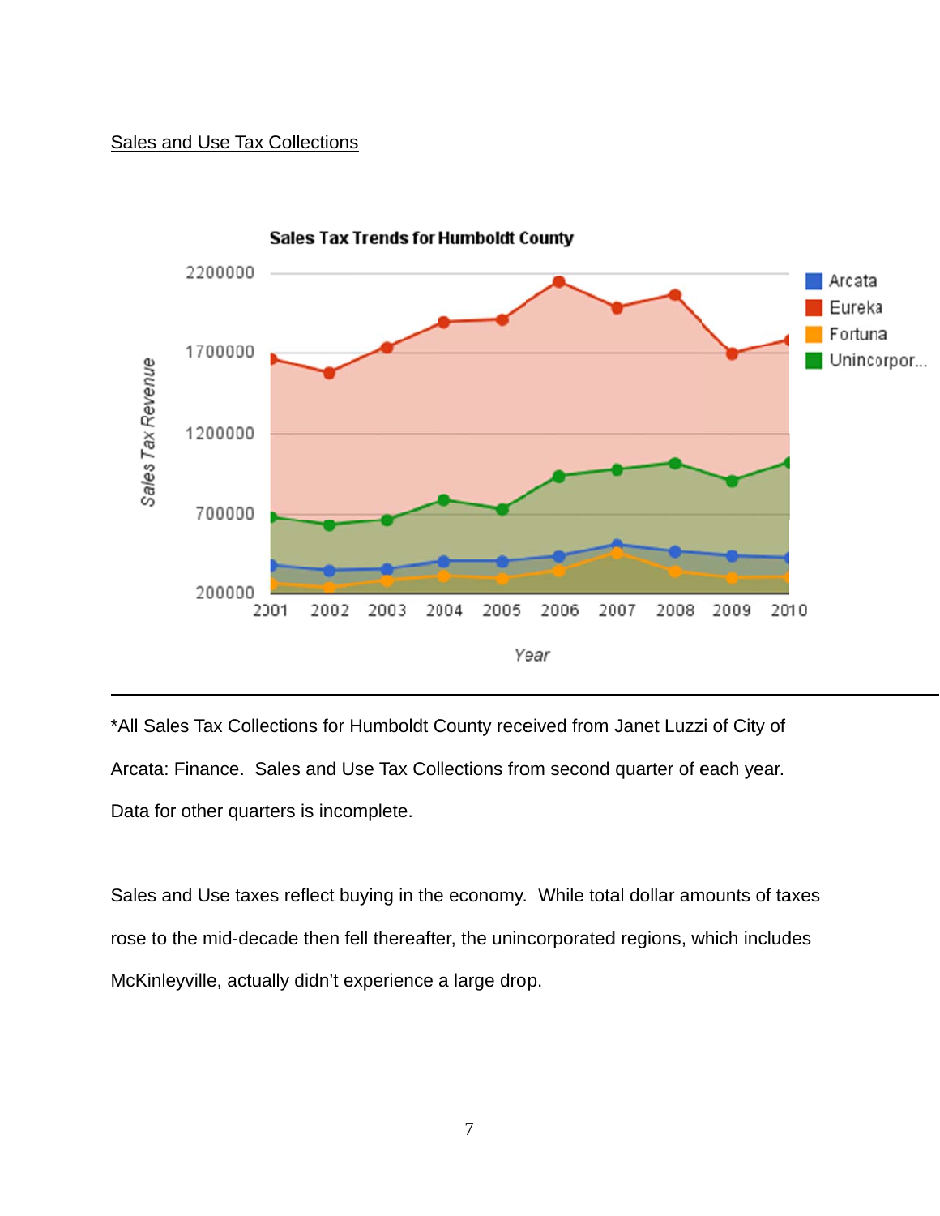Sales and Use Tax Collections

**Sales Tax Trends for Humboldt County**

---

*All Sales Tax Collections for Humboldt County received from Janet Luzzi of City of Arcata: Finance. Sales and Use Tax Collections from second quarter of each year. Data for other quarters is incomplete.

Sales and Use taxes reflect buying in the economy. While total dollar amounts of taxes rose to the mid-decade then fell thereafter, the unincorporated regions, which includes McKinleyville, actually didn't experience a large drop.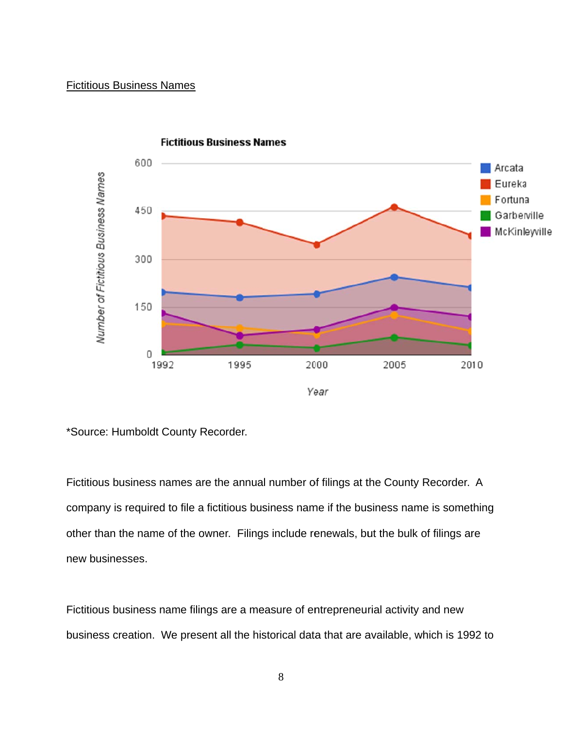Fictitious Business Names

*Source: Humboldt County Recorder.

Fictitious business names are the annual number of filings at the County Recorder. A company is required to file a fictitious business name if the business name is something other than the name of the owner. Filings include renewals, but the bulk of filings are new businesses.

Fictitious business name filings are a measure of entrepreneurial activity and new business creation. We present all the historical data that are available, which is 1992 to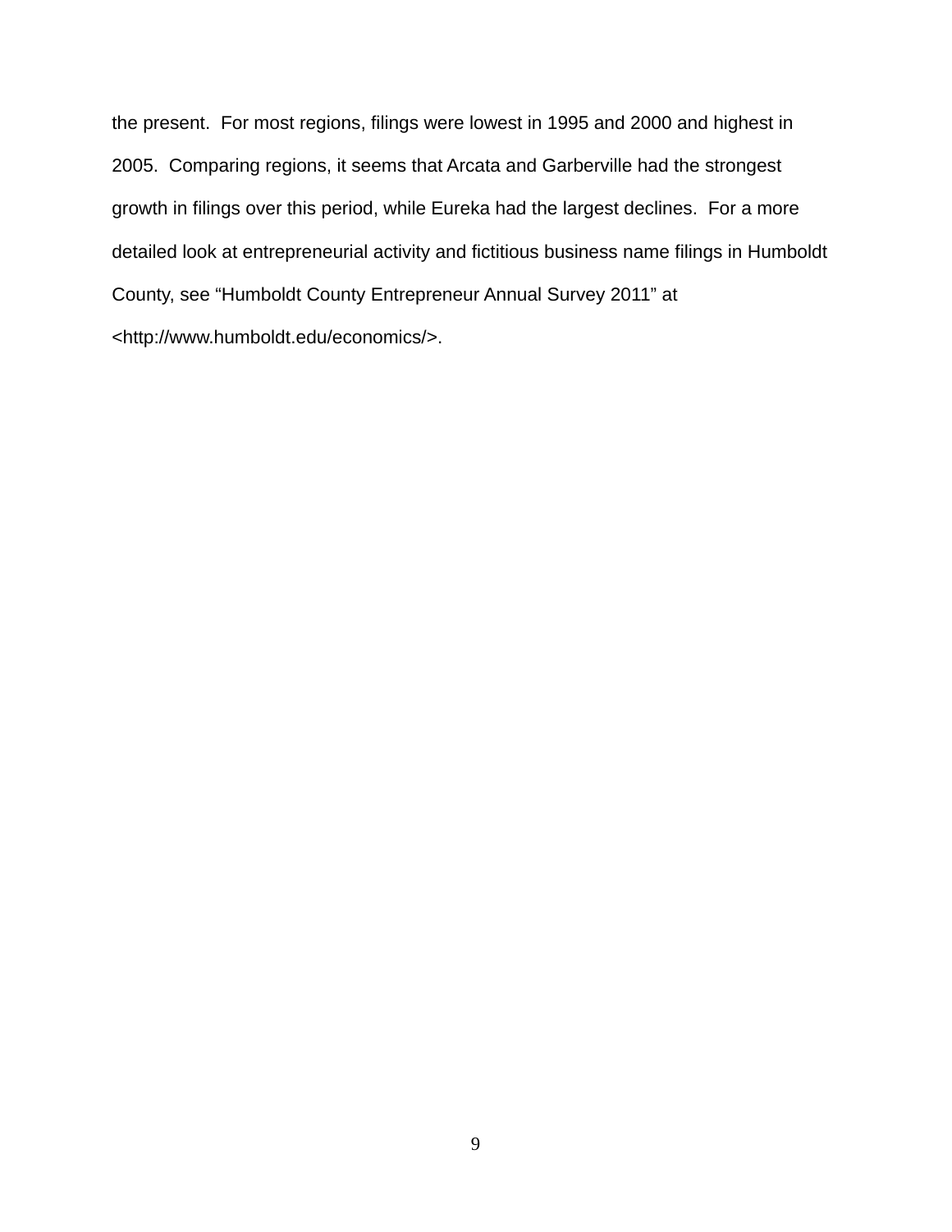the present. For most regions, filings were lowest in 1995 and 2000 and highest in 2005. Comparing regions, it seems that Arcata and Garberville had the strongest growth in filings over this period, while Eureka had the largest declines. For a more detailed look at entrepreneurial activity and fictitious business name filings in Humboldt County, see "Humboldt County Entrepreneur Annual Survey 2011" at <http://www.humboldt.edu/economics/>.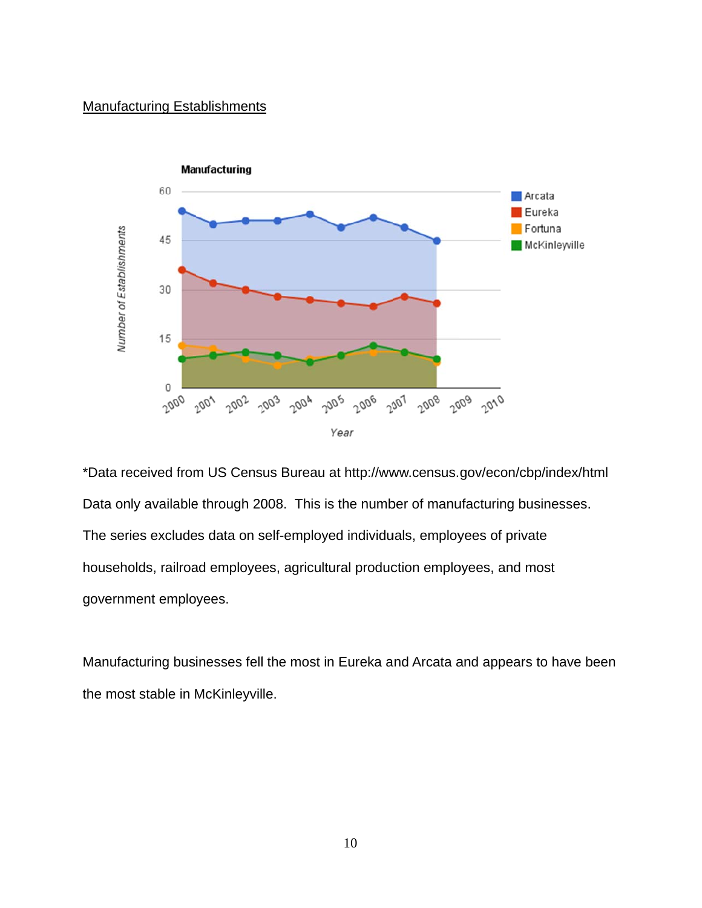Manufacturing Establishments

*Data received from US Census Bureau at http://www.census.gov/econ/cbp/index/html

Data only available through 2008. This is the number of manufacturing businesses. The series excludes data on self-employed individuals, employees of private households, railroad employees, agricultural production employees, and most government employees.

Manufacturing businesses fell the most in Eureka and Arcata and appears to have been the most stable in McKinleyville.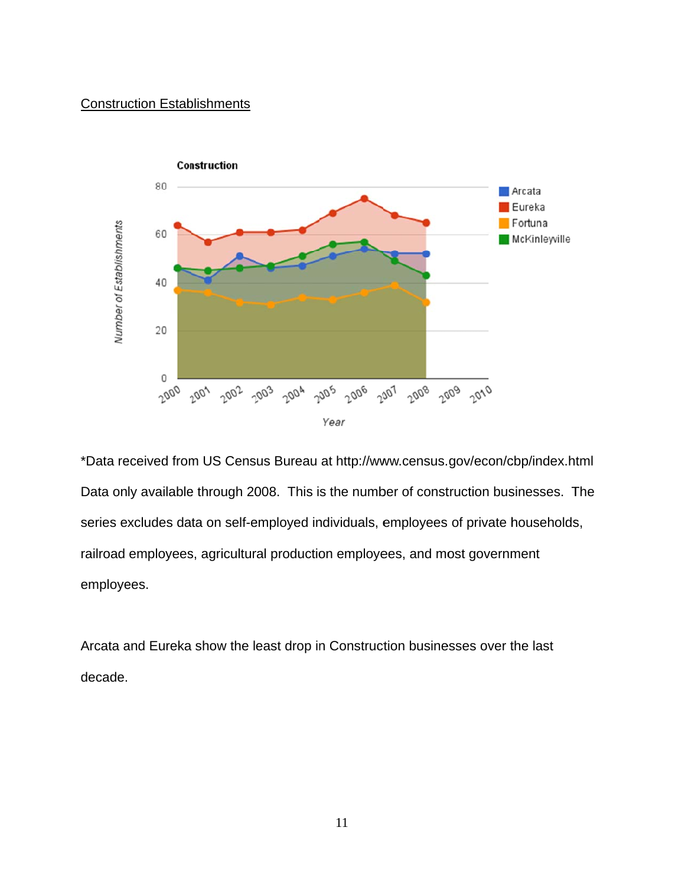Construction Establishments

*Data received from US Census Bureau at http://www.census.gov/econ/cbp/index.html Data only available through 2008. This is the number of construction businesses. The series excludes data on self-employed individuals, employees of private households, railroad employees, agricultural production employees, and most government employees.

Arcata and Eureka show the least drop in Construction businesses over the last decade.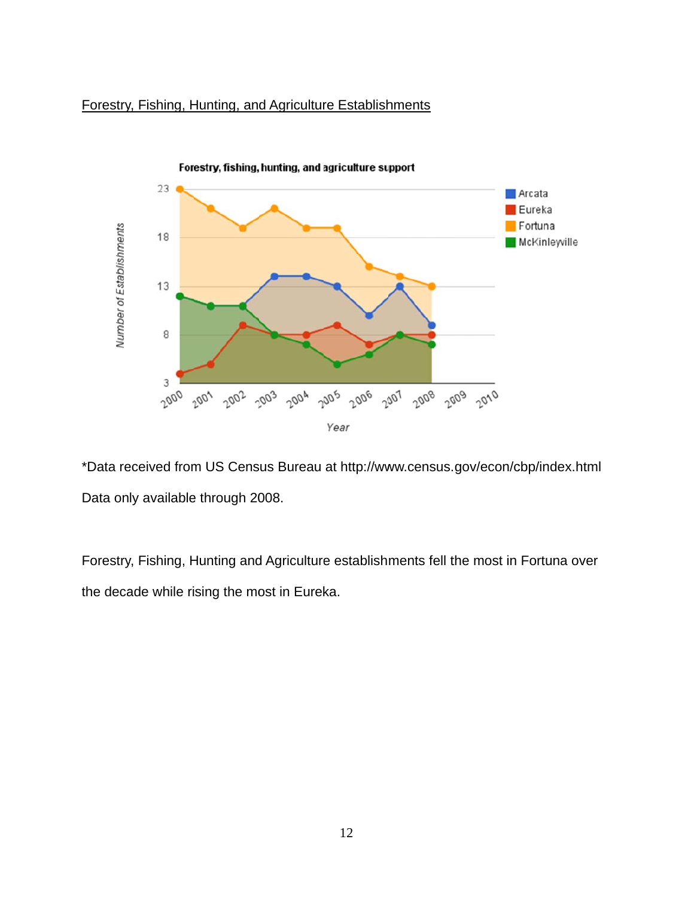<u>Forestry, Fishing, Hunting, and Agriculture Establishments</u>

*Data received from US Census Bureau at http://www.census.gov/econ/cbp/index.html

Data only available through 2008.

Forestry, Fishing, Hunting and Agriculture establishments fell the most in Fortuna over the decade while rising the most in Eureka.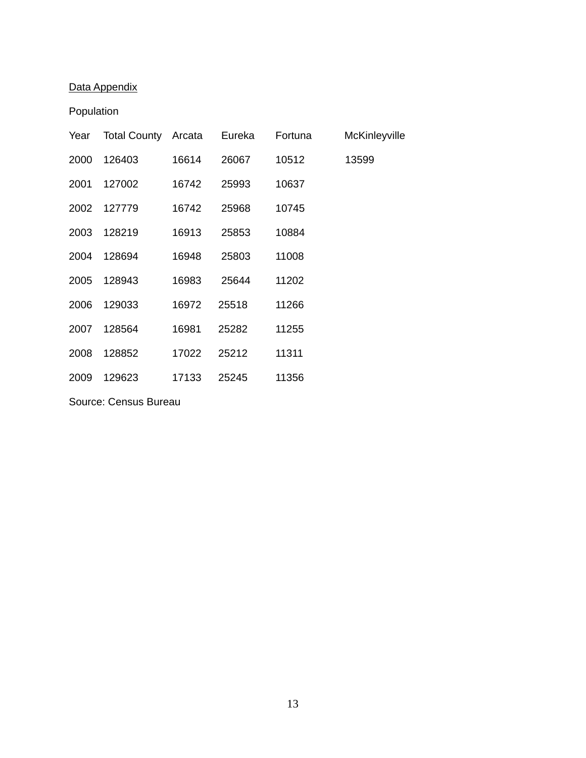<u>Data Appendix</u>

Population

| Year | Total County | Arcata | Eureka | Fortuna | McKinleyville |
|---|---|---|---|---|---|
| 2000 | 126403 | 16614 | 26067 | 10512 | 13599 |
| 2001 | 127002 | 16742 | 25993 | 10637 | |
| 2002 | 127779 | 16742 | 25968 | 10745 | |
| 2003 | 128219 | 16913 | 25853 | 10884 | |
| 2004 | 128694 | 16948 | 25803 | 11008 | |
| 2005 | 128943 | 16983 | 25644 | 11202 | |
| 2006 | 129033 | 16972 | 25518 | 11266 | |
| 2007 | 128564 | 16981 | 25282 | 11255 | |
| 2008 | 128852 | 17022 | 25212 | 11311 | |
| 2009 | 129623 | 17133 | 25245 | 11356 | |

Source: Census Bureau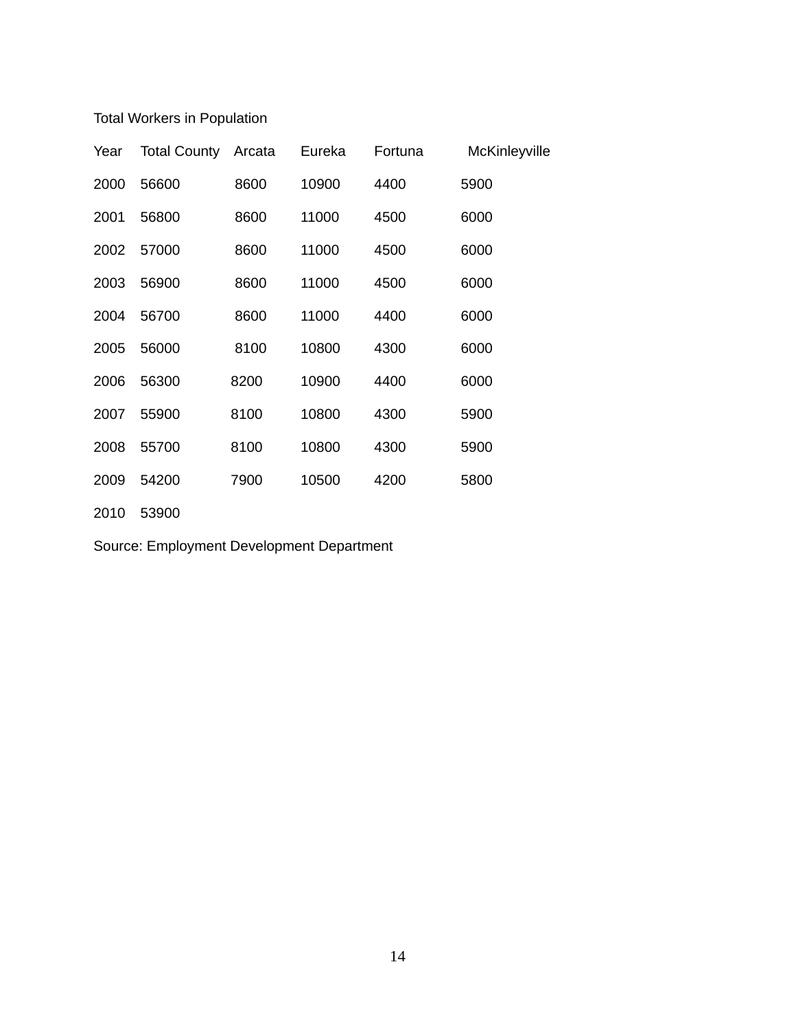Total Workers in Population

| Year | Total County | Arcata | Eureka | Fortuna | McKinleyville |
|---|---|---|---|---|---|
| 2000 | 56600 | 8600 | 10900 | 4400 | 5900 |
| 2001 | 56800 | 8600 | 11000 | 4500 | 6000 |
| 2002 | 57000 | 8600 | 11000 | 4500 | 6000 |
| 2003 | 56900 | 8600 | 11000 | 4500 | 6000 |
| 2004 | 56700 | 8600 | 11000 | 4400 | 6000 |
| 2005 | 56000 | 8100 | 10800 | 4300 | 6000 |
| 2006 | 56300 | 8200 | 10900 | 4400 | 6000 |
| 2007 | 55900 | 8100 | 10800 | 4300 | 5900 |
| 2008 | 55700 | 8100 | 10800 | 4300 | 5900 |
| 2009 | 54200 | 7900 | 10500 | 4200 | 5800 |
| 2010 | 53900 | | | | |

Source: Employment Development Department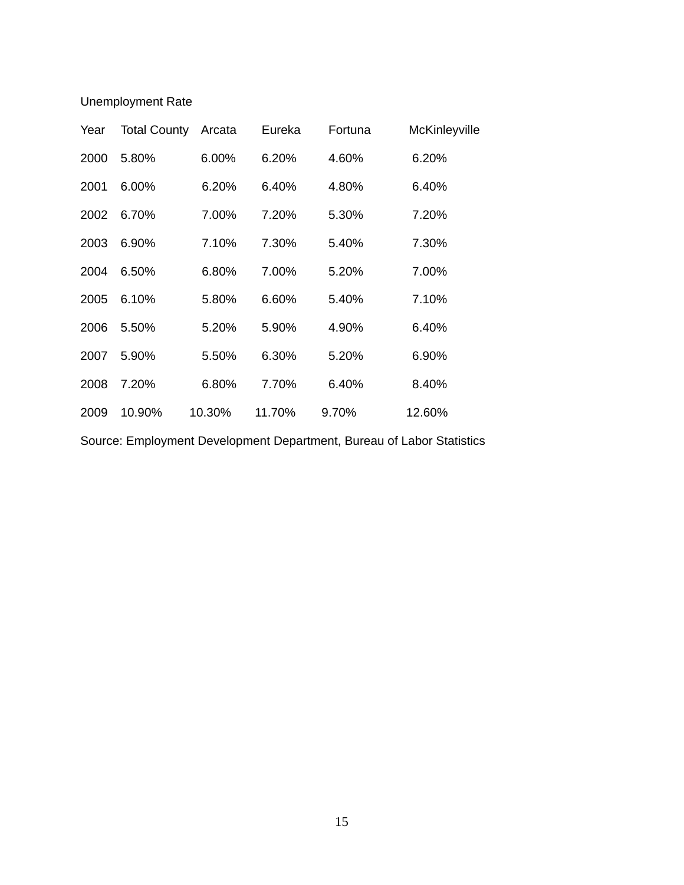Unemployment Rate

| Year | Total County | Arcata | Eureka | Fortuna | McKinleyville |
|---|---|---|---|---|---|
| 2000 | 5.80% | 6.00% | 6.20% | 4.60% | 6.20% |
| 2001 | 6.00% | 6.20% | 6.40% | 4.80% | 6.40% |
| 2002 | 6.70% | 7.00% | 7.20% | 5.30% | 7.20% |
| 2003 | 6.90% | 7.10% | 7.30% | 5.40% | 7.30% |
| 2004 | 6.50% | 6.80% | 7.00% | 5.20% | 7.00% |
| 2005 | 6.10% | 5.80% | 6.60% | 5.40% | 7.10% |
| 2006 | 5.50% | 5.20% | 5.90% | 4.90% | 6.40% |
| 2007 | 5.90% | 5.50% | 6.30% | 5.20% | 6.90% |
| 2008 | 7.20% | 6.80% | 7.70% | 6.40% | 8.40% |
| 2009 | 10.90% | 10.30% | 11.70% | 9.70% | 12.60% |

Source: Employment Development Department, Bureau of Labor Statistics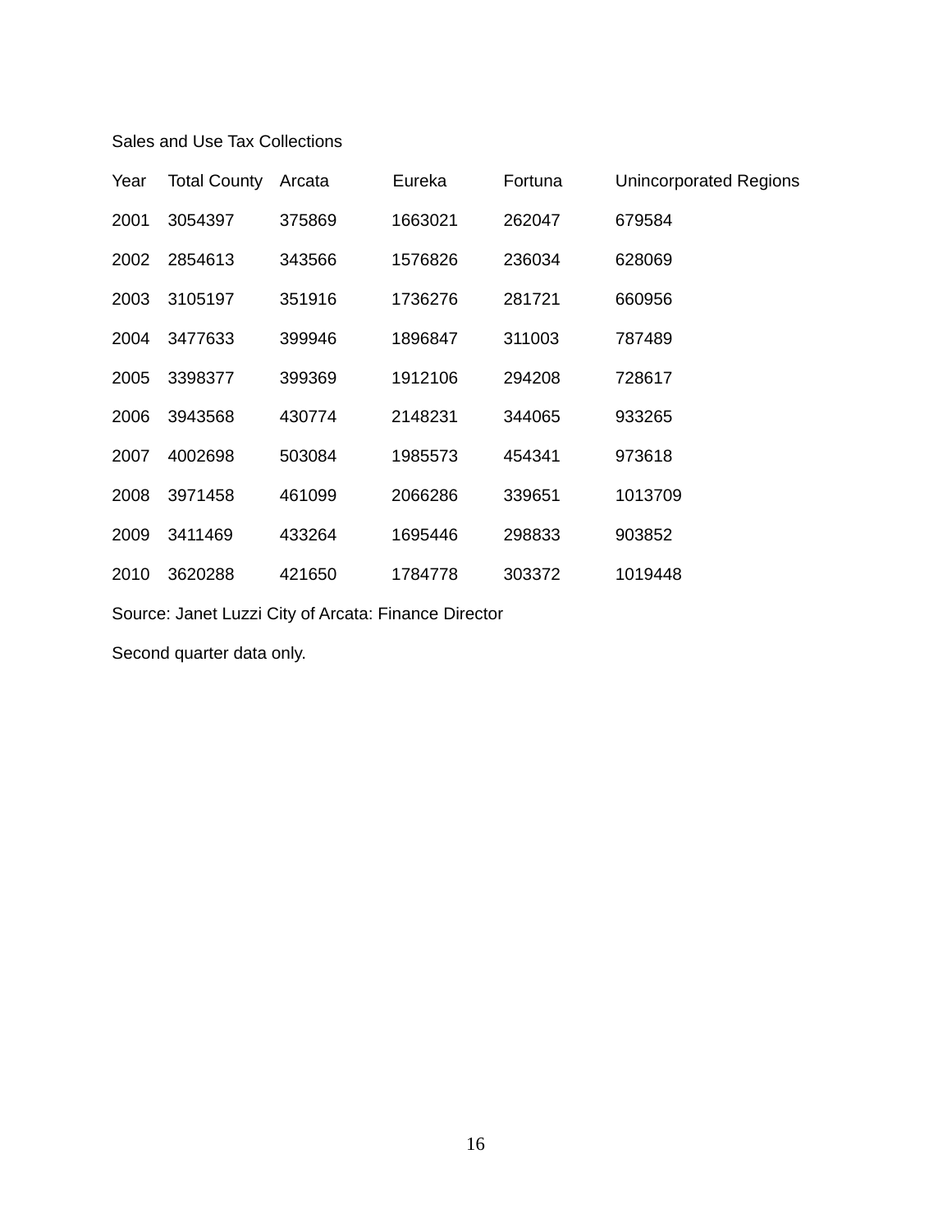Sales and Use Tax Collections

| Year | Total County | Arcata | Eureka | Fortuna | Unincorporated Regions |
|---|---|---|---|---|---|
| 2001 | 3054397 | 375869 | 1663021 | 262047 | 679584 |
| 2002 | 2854613 | 343566 | 1576826 | 236034 | 628069 |
| 2003 | 3105197 | 351916 | 1736276 | 281721 | 660956 |
| 2004 | 3477633 | 399946 | 1896847 | 311003 | 787489 |
| 2005 | 3398377 | 399369 | 1912106 | 294208 | 728617 |
| 2006 | 3943568 | 430774 | 2148231 | 344065 | 933265 |
| 2007 | 4002698 | 503084 | 1985573 | 454341 | 973618 |
| 2008 | 3971458 | 461099 | 2066286 | 339651 | 1013709 |
| 2009 | 3411469 | 433264 | 1695446 | 298833 | 903852 |
| 2010 | 3620288 | 421650 | 1784778 | 303372 | 1019448 |

Source: Janet Luzzi City of Arcata: Finance Director

Second quarter data only.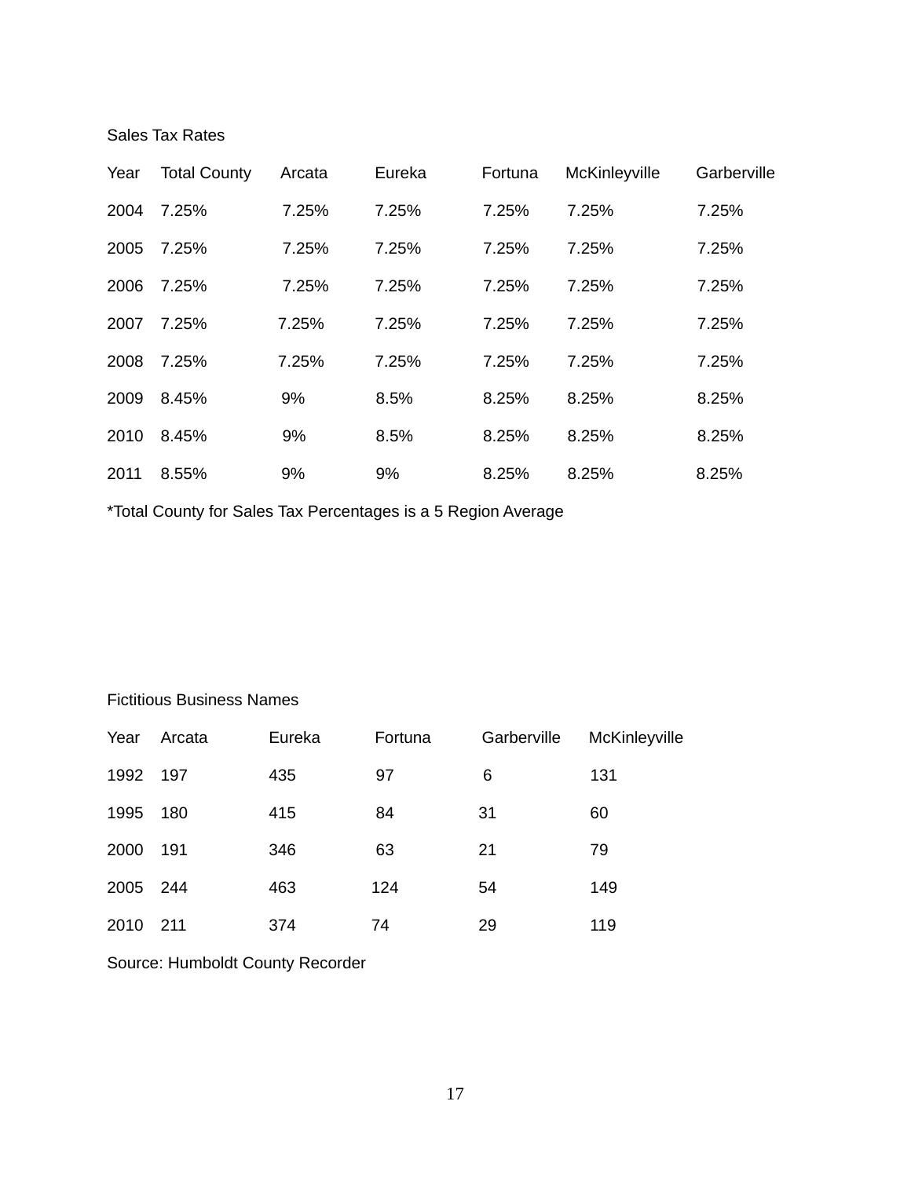Sales Tax Rates

| Year | Total County | Arcata | Eureka | Fortuna | McKinleyville | Garberville |
|---|---|---|---|---|---|---|
| 2004 | 7.25% | 7.25% | 7.25% | 7.25% | 7.25% | 7.25% |
| 2005 | 7.25% | 7.25% | 7.25% | 7.25% | 7.25% | 7.25% |
| 2006 | 7.25% | 7.25% | 7.25% | 7.25% | 7.25% | 7.25% |
| 2007 | 7.25% | 7.25% | 7.25% | 7.25% | 7.25% | 7.25% |
| 2008 | 7.25% | 7.25% | 7.25% | 7.25% | 7.25% | 7.25% |
| 2009 | 8.45% | 9% | 8.5% | 8.25% | 8.25% | 8.25% |
| 2010 | 8.45% | 9% | 8.5% | 8.25% | 8.25% | 8.25% |
| 2011 | 8.55% | 9% | 9% | 8.25% | 8.25% | 8.25% |

*Total County for Sales Tax Percentages is a 5 Region Average

Fictitious Business Names

| Year | Arcata | Eureka | Fortuna | Garberville | McKinleyville |
|---|---|---|---|---|---|
| 1992 | 197 | 435 | 97 | 6 | 131 |
| 1995 | 180 | 415 | 84 | 31 | 60 |
| 2000 | 191 | 346 | 63 | 21 | 79 |
| 2005 | 244 | 463 | 124 | 54 | 149 |
| 2010 | 211 | 374 | 74 | 29 | 119 |

Source: Humboldt County Recorder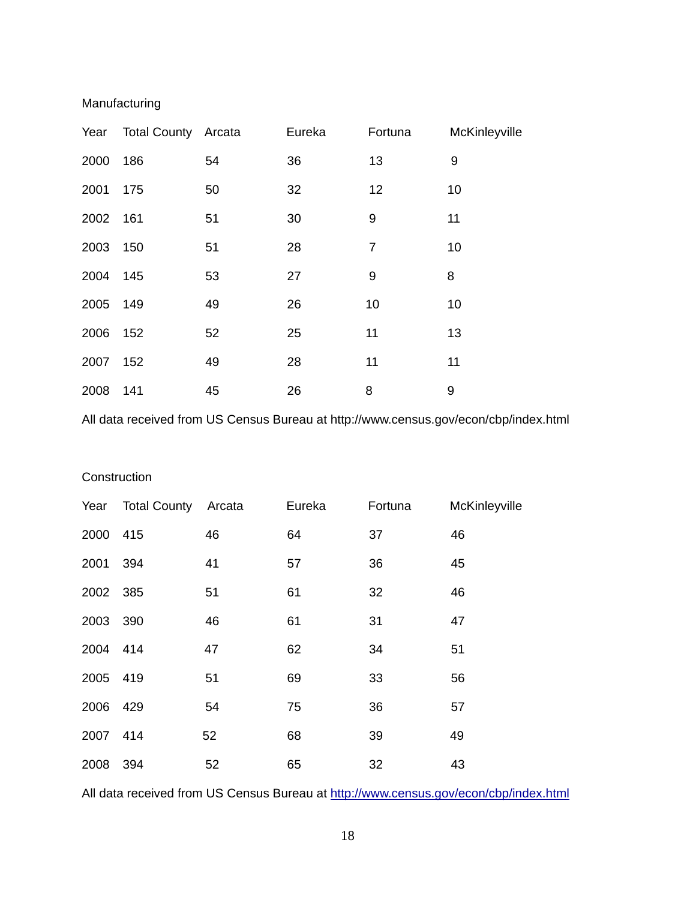Manufacturing

| Year | Total County | Arcata | Eureka | Fortuna | McKinleyville |
|---|---|---|---|---|---|
| 2000 | 186 | 54 | 36 | 13 | 9 |
| 2001 | 175 | 50 | 32 | 12 | 10 |
| 2002 | 161 | 51 | 30 | 9 | 11 |
| 2003 | 150 | 51 | 28 | 7 | 10 |
| 2004 | 145 | 53 | 27 | 9 | 8 |
| 2005 | 149 | 49 | 26 | 10 | 10 |
| 2006 | 152 | 52 | 25 | 11 | 13 |
| 2007 | 152 | 49 | 28 | 11 | 11 |
| 2008 | 141 | 45 | 26 | 8 | 9 |

All data received from US Census Bureau at http://www.census.gov/econ/cbp/index.html

Construction

| Year | Total County | Arcata | Eureka | Fortuna | McKinleyville |
|---|---|---|---|---|---|
| 2000 | 415 | 46 | 64 | 37 | 46 |
| 2001 | 394 | 41 | 57 | 36 | 45 |
| 2002 | 385 | 51 | 61 | 32 | 46 |
| 2003 | 390 | 46 | 61 | 31 | 47 |
| 2004 | 414 | 47 | 62 | 34 | 51 |
| 2005 | 419 | 51 | 69 | 33 | 56 |
| 2006 | 429 | 54 | 75 | 36 | 57 |
| 2007 | 414 | 52 | 68 | 39 | 49 |
| 2008 | 394 | 52 | 65 | 32 | 43 |

All data received from US Census Bureau at http://www.census.gov/econ/cbp/index.html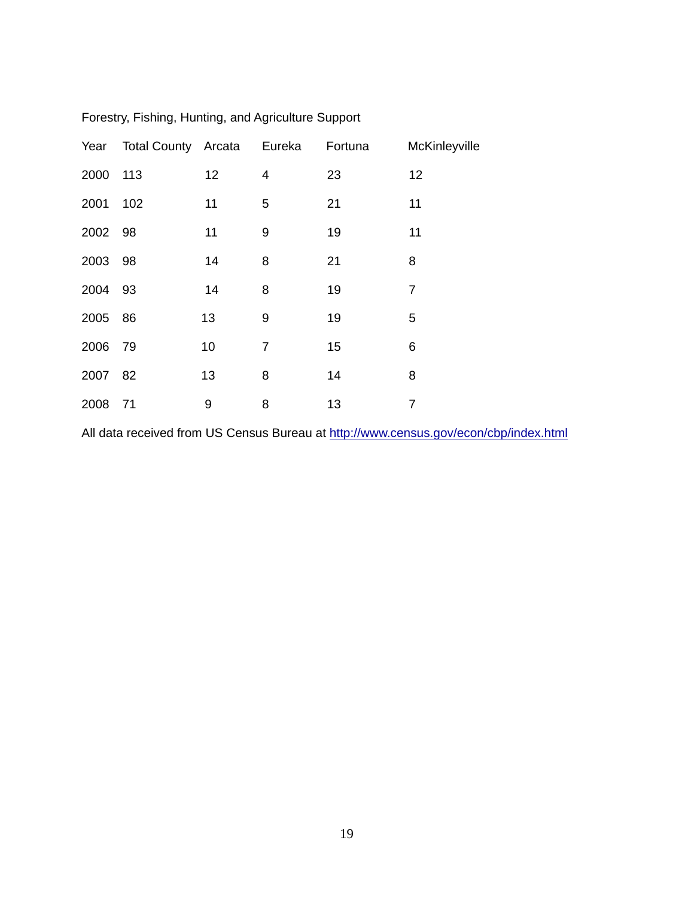Forestry, Fishing, Hunting, and Agriculture Support

| Year | Total County | Arcata | Eureka | Fortuna | McKinleyville |
|---|---|---|---|---|---|
| 2000 | 113 | 12 | 4 | 23 | 12 |
| 2001 | 102 | 11 | 5 | 21 | 11 |
| 2002 | 98 | 11 | 9 | 19 | 11 |
| 2003 | 98 | 14 | 8 | 21 | 8 |
| 2004 | 93 | 14 | 8 | 19 | 7 |
| 2005 | 86 | 13 | 9 | 19 | 5 |
| 2006 | 79 | 10 | 7 | 15 | 6 |
| 2007 | 82 | 13 | 8 | 14 | 8 |
| 2008 | 71 | 9 | 8 | 13 | 7 |

All data received from US Census Bureau at http://www.census.gov/econ/cbp/index.html